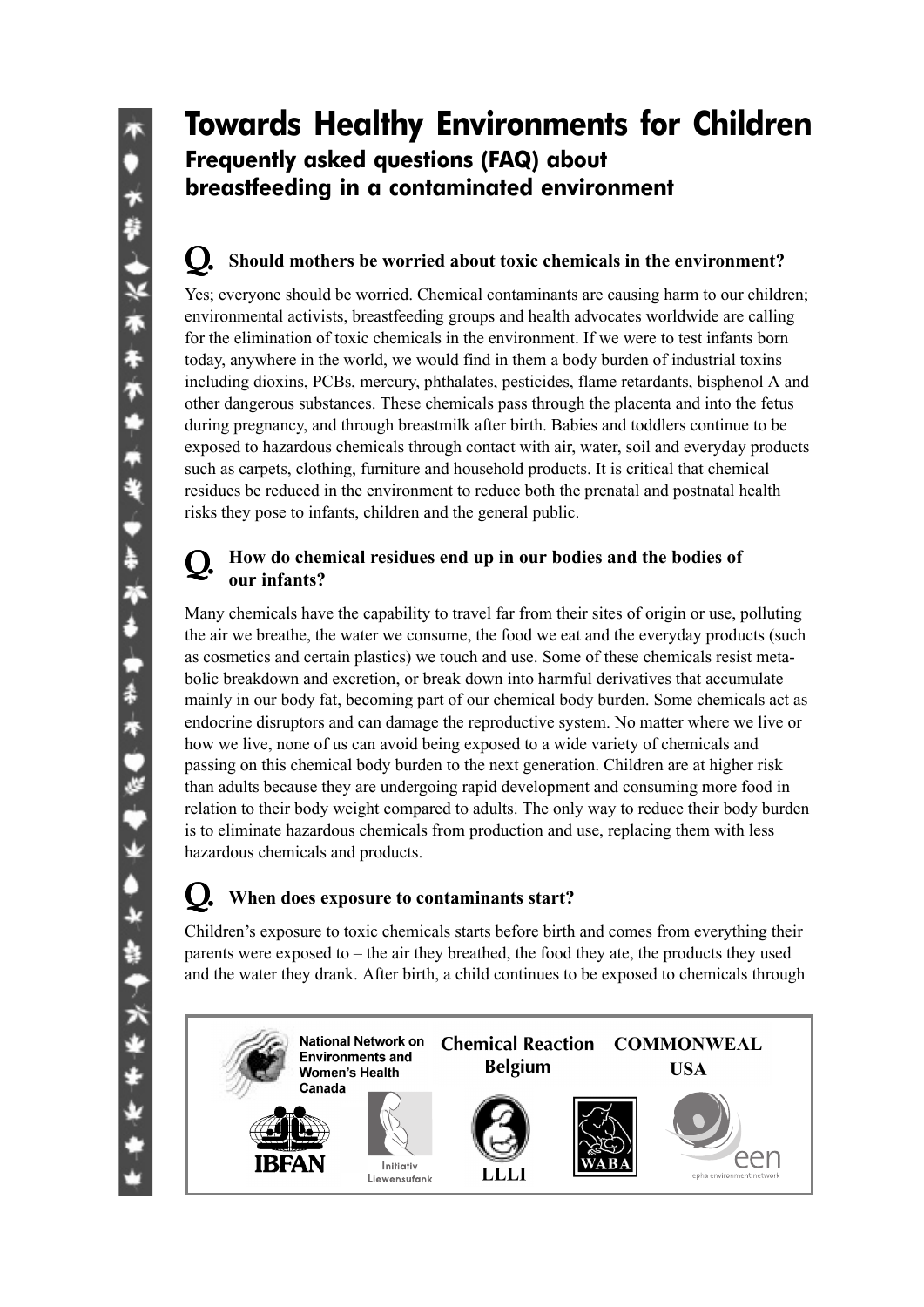# Towards Healthy Environments for Children

## Frequently asked questions (FAQ) about breastfeeding in a contaminated environment

### Q. Should mothers be worried about toxic chemicals in the environment?

Yes; everyone should be worried. Chemical contaminants are causing harm to our children; environmental activists, breastfeeding groups and health advocates worldwide are calling for the elimination of toxic chemicals in the environment. If we were to test infants born today, anywhere in the world, we would find in them a body burden of industrial toxins including dioxins, PCBs, mercury, phthalates, pesticides, flame retardants, bisphenol A and other dangerous substances. These chemicals pass through the placenta and into the fetus during pregnancy, and through breastmilk after birth. Babies and toddlers continue to be exposed to hazardous chemicals through contact with air, water, soil and everyday products such as carpets, clothing, furniture and household products. It is critical that chemical residues be reduced in the environment to reduce both the prenatal and postnatal health risks they pose to infants, children and the general public.

### Q. How do chemical residues end up in our bodies and the bodies of our infants?

Many chemicals have the capability to travel far from their sites of origin or use, polluting the air we breathe, the water we consume, the food we eat and the everyday products (such as cosmetics and certain plastics) we touch and use. Some of these chemicals resist metabolic breakdown and excretion, or break down into harmful derivatives that accumulate mainly in our body fat, becoming part of our chemical body burden. Some chemicals act as endocrine disruptors and can damage the reproductive system. No matter where we live or how we live, none of us can avoid being exposed to a wide variety of chemicals and passing on this chemical body burden to the next generation. Children are at higher risk than adults because they are undergoing rapid development and consuming more food in relation to their body weight compared to adults. The only way to reduce their body burden is to eliminate hazardous chemicals from production and use, replacing them with less hazardous chemicals and products.

### Q. When does exposure to contaminants start?

Children's exposure to toxic chemicals starts before birth and comes from everything their parents were exposed to – the air they breathed, the food they ate, the products they used and the water they drank. After birth, a child continues to be exposed to chemicals through

National Network on Environments and Women's Health Canada

Chemical Reaction Belgium

COMMONWEAL USA

IBFAN

Initiativ Liewensufank

LLLI

WABA

een
epha environment network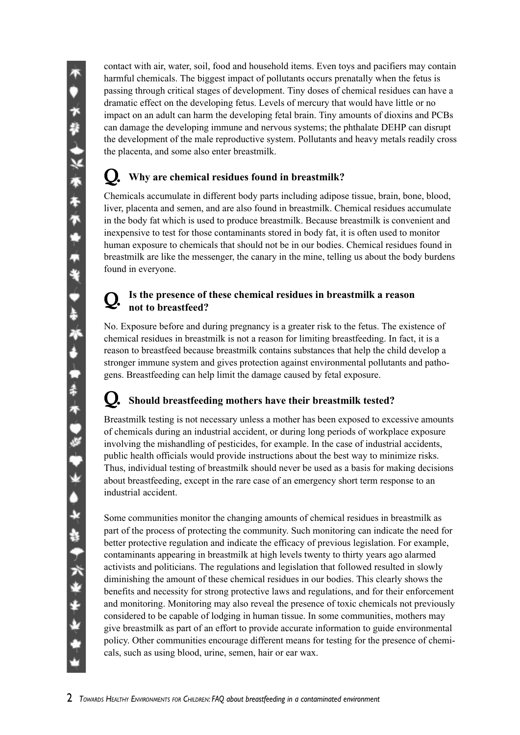contact with air, water, soil, food and household items. Even toys and pacifiers may contain harmful chemicals. The biggest impact of pollutants occurs prenatally when the fetus is passing through critical stages of development. Tiny doses of chemical residues can have a dramatic effect on the developing fetus. Levels of mercury that would have little or no impact on an adult can harm the developing fetal brain. Tiny amounts of dioxins and PCBs can damage the developing immune and nervous systems; the phthalate DEHP can disrupt the development of the male reproductive system. Pollutants and heavy metals readily cross the placenta, and some also enter breastmilk.

## Q. Why are chemical residues found in breastmilk?

Chemicals accumulate in different body parts including adipose tissue, brain, bone, blood, liver, placenta and semen, and are also found in breastmilk. Chemical residues accumulate in the body fat which is used to produce breastmilk. Because breastmilk is convenient and inexpensive to test for those contaminants stored in body fat, it is often used to monitor human exposure to chemicals that should not be in our bodies. Chemical residues found in breastmilk are like the messenger, the canary in the mine, telling us about the body burdens found in everyone.

## Q. Is the presence of these chemical residues in breastmilk a reason not to breastfeed?

No. Exposure before and during pregnancy is a greater risk to the fetus. The existence of chemical residues in breastmilk is not a reason for limiting breastfeeding. In fact, it is a reason to breastfeed because breastmilk contains substances that help the child develop a stronger immune system and gives protection against environmental pollutants and pathogens. Breastfeeding can help limit the damage caused by fetal exposure.

## Q. Should breastfeeding mothers have their breastmilk tested?

Breastmilk testing is not necessary unless a mother has been exposed to excessive amounts of chemicals during an industrial accident, or during long periods of workplace exposure involving the mishandling of pesticides, for example. In the case of industrial accidents, public health officials would provide instructions about the best way to minimize risks. Thus, individual testing of breastmilk should never be used as a basis for making decisions about breastfeeding, except in the rare case of an emergency short term response to an industrial accident.

Some communities monitor the changing amounts of chemical residues in breastmilk as part of the process of protecting the community. Such monitoring can indicate the need for better protective regulation and indicate the efficacy of previous legislation. For example, contaminants appearing in breastmilk at high levels twenty to thirty years ago alarmed activists and politicians. The regulations and legislation that followed resulted in slowly diminishing the amount of these chemical residues in our bodies. This clearly shows the benefits and necessity for strong protective laws and regulations, and for their enforcement and monitoring. Monitoring may also reveal the presence of toxic chemicals not previously considered to be capable of lodging in human tissue. In some communities, mothers may give breastmilk as part of an effort to provide accurate information to guide environmental policy. Other communities encourage different means for testing for the presence of chemicals, such as using blood, urine, semen, hair or ear wax.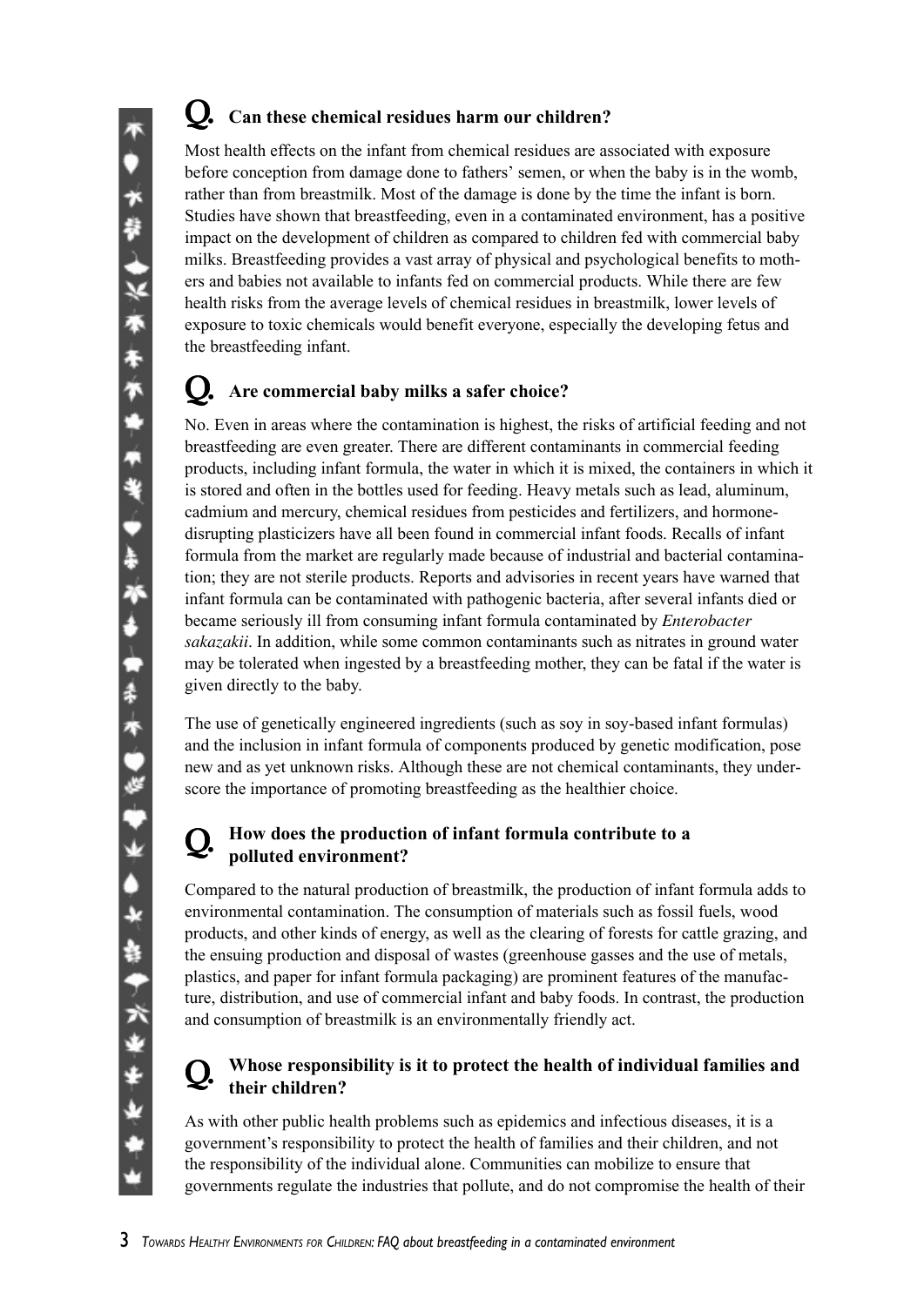## Q. Can these chemical residues harm our children?

Most health effects on the infant from chemical residues are associated with exposure before conception from damage done to fathers' semen, or when the baby is in the womb, rather than from breastmilk. Most of the damage is done by the time the infant is born. Studies have shown that breastfeeding, even in a contaminated environment, has a positive impact on the development of children as compared to children fed with commercial baby milks. Breastfeeding provides a vast array of physical and psychological benefits to mothers and babies not available to infants fed on commercial products. While there are few health risks from the average levels of chemical residues in breastmilk, lower levels of exposure to toxic chemicals would benefit everyone, especially the developing fetus and the breastfeeding infant.

## Q. Are commercial baby milks a safer choice?

No. Even in areas where the contamination is highest, the risks of artificial feeding and not breastfeeding are even greater. There are different contaminants in commercial feeding products, including infant formula, the water in which it is mixed, the containers in which it is stored and often in the bottles used for feeding. Heavy metals such as lead, aluminum, cadmium and mercury, chemical residues from pesticides and fertilizers, and hormone-disrupting plasticizers have all been found in commercial infant foods. Recalls of infant formula from the market are regularly made because of industrial and bacterial contamination; they are not sterile products. Reports and advisories in recent years have warned that infant formula can be contaminated with pathogenic bacteria, after several infants died or became seriously ill from consuming infant formula contaminated by *Enterobacter sakazakii*. In addition, while some common contaminants such as nitrates in ground water may be tolerated when ingested by a breastfeeding mother, they can be fatal if the water is given directly to the baby.

The use of genetically engineered ingredients (such as soy in soy-based infant formulas) and the inclusion in infant formula of components produced by genetic modification, pose new and as yet unknown risks. Although these are not chemical contaminants, they underscore the importance of promoting breastfeeding as the healthier choice.

## Q. How does the production of infant formula contribute to a polluted environment?

Compared to the natural production of breastmilk, the production of infant formula adds to environmental contamination. The consumption of materials such as fossil fuels, wood products, and other kinds of energy, as well as the clearing of forests for cattle grazing, and the ensuing production and disposal of wastes (greenhouse gasses and the use of metals, plastics, and paper for infant formula packaging) are prominent features of the manufacture, distribution, and use of commercial infant and baby foods. In contrast, the production and consumption of breastmilk is an environmentally friendly act.

## Q. Whose responsibility is it to protect the health of individual families and their children?

As with other public health problems such as epidemics and infectious diseases, it is a government's responsibility to protect the health of families and their children, and not the responsibility of the individual alone. Communities can mobilize to ensure that governments regulate the industries that pollute, and do not compromise the health of their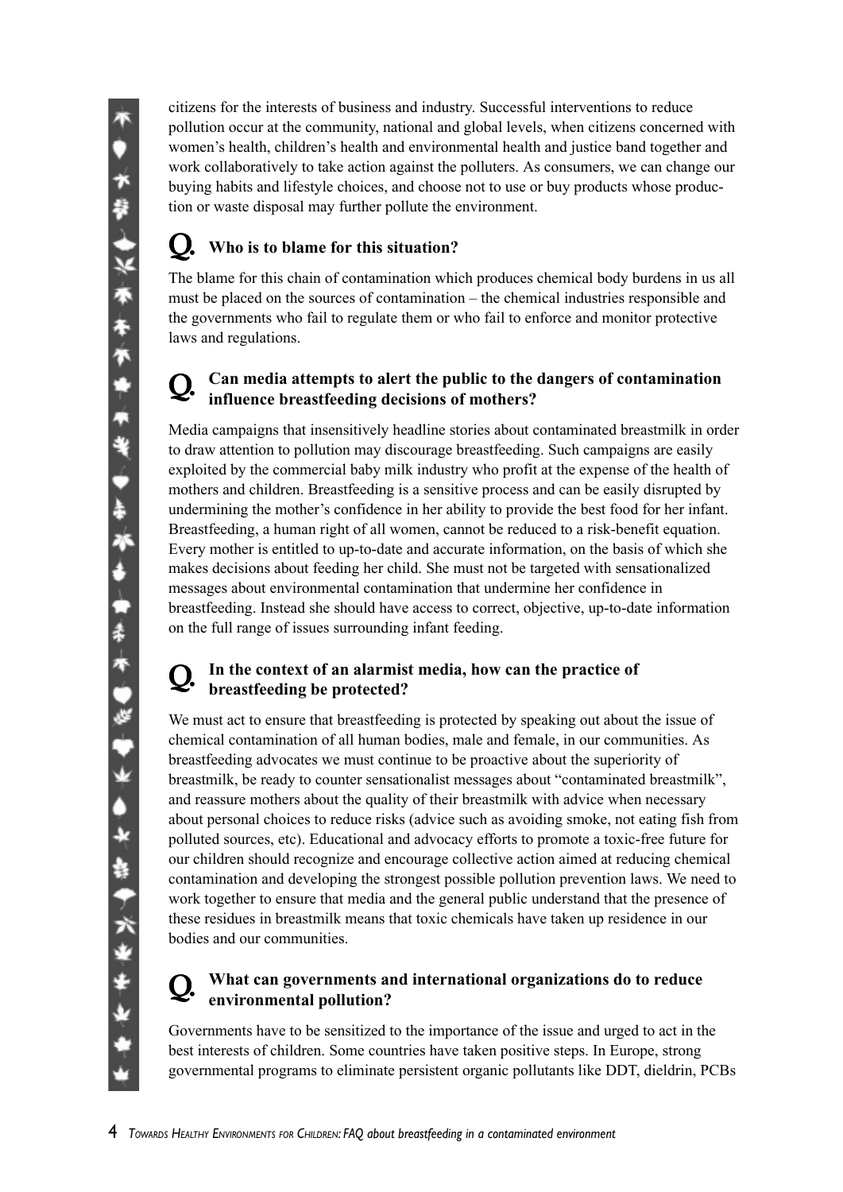citizens for the interests of business and industry. Successful interventions to reduce pollution occur at the community, national and global levels, when citizens concerned with women's health, children's health and environmental health and justice band together and work collaboratively to take action against the polluters. As consumers, we can change our buying habits and lifestyle choices, and choose not to use or buy products whose production or waste disposal may further pollute the environment.

### Q. Who is to blame for this situation?

The blame for this chain of contamination which produces chemical body burdens in us all must be placed on the sources of contamination – the chemical industries responsible and the governments who fail to regulate them or who fail to enforce and monitor protective laws and regulations.

### Q. Can media attempts to alert the public to the dangers of contamination influence breastfeeding decisions of mothers?

Media campaigns that insensitively headline stories about contaminated breastmilk in order to draw attention to pollution may discourage breastfeeding. Such campaigns are easily exploited by the commercial baby milk industry who profit at the expense of the health of mothers and children. Breastfeeding is a sensitive process and can be easily disrupted by undermining the mother's confidence in her ability to provide the best food for her infant. Breastfeeding, a human right of all women, cannot be reduced to a risk-benefit equation. Every mother is entitled to up-to-date and accurate information, on the basis of which she makes decisions about feeding her child. She must not be targeted with sensationalized messages about environmental contamination that undermine her confidence in breastfeeding. Instead she should have access to correct, objective, up-to-date information on the full range of issues surrounding infant feeding.

### Q. In the context of an alarmist media, how can the practice of breastfeeding be protected?

We must act to ensure that breastfeeding is protected by speaking out about the issue of chemical contamination of all human bodies, male and female, in our communities. As breastfeeding advocates we must continue to be proactive about the superiority of breastmilk, be ready to counter sensationalist messages about "contaminated breastmilk", and reassure mothers about the quality of their breastmilk with advice when necessary about personal choices to reduce risks (advice such as avoiding smoke, not eating fish from polluted sources, etc). Educational and advocacy efforts to promote a toxic-free future for our children should recognize and encourage collective action aimed at reducing chemical contamination and developing the strongest possible pollution prevention laws. We need to work together to ensure that media and the general public understand that the presence of these residues in breastmilk means that toxic chemicals have taken up residence in our bodies and our communities.

### Q. What can governments and international organizations do to reduce environmental pollution?

Governments have to be sensitized to the importance of the issue and urged to act in the best interests of children. Some countries have taken positive steps. In Europe, strong governmental programs to eliminate persistent organic pollutants like DDT, dieldrin, PCBs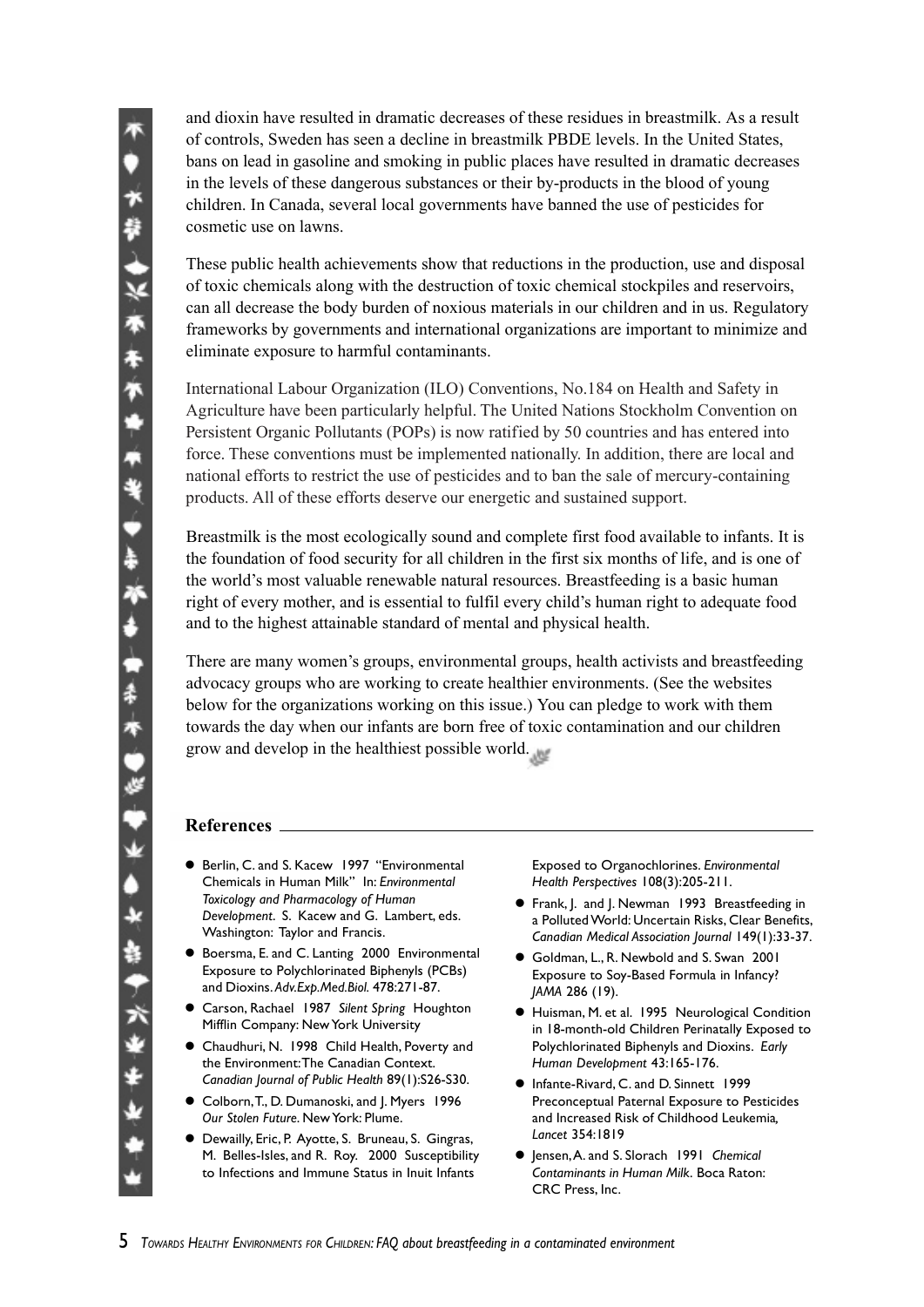and dioxin have resulted in dramatic decreases of these residues in breastmilk. As a result of controls, Sweden has seen a decline in breastmilk PBDE levels. In the United States, bans on lead in gasoline and smoking in public places have resulted in dramatic decreases in the levels of these dangerous substances or their by-products in the blood of young children. In Canada, several local governments have banned the use of pesticides for cosmetic use on lawns.

These public health achievements show that reductions in the production, use and disposal of toxic chemicals along with the destruction of toxic chemical stockpiles and reservoirs, can all decrease the body burden of noxious materials in our children and in us. Regulatory frameworks by governments and international organizations are important to minimize and eliminate exposure to harmful contaminants.

International Labour Organization (ILO) Conventions, No.184 on Health and Safety in Agriculture have been particularly helpful. The United Nations Stockholm Convention on Persistent Organic Pollutants (POPs) is now ratified by 50 countries and has entered into force. These conventions must be implemented nationally. In addition, there are local and national efforts to restrict the use of pesticides and to ban the sale of mercury-containing products. All of these efforts deserve our energetic and sustained support.

Breastmilk is the most ecologically sound and complete first food available to infants. It is the foundation of food security for all children in the first six months of life, and is one of the world's most valuable renewable natural resources. Breastfeeding is a basic human right of every mother, and is essential to fulfil every child's human right to adequate food and to the highest attainable standard of mental and physical health.

There are many women's groups, environmental groups, health activists and breastfeeding advocacy groups who are working to create healthier environments. (See the websites below for the organizations working on this issue.) You can pledge to work with them towards the day when our infants are born free of toxic contamination and our children grow and develop in the healthiest possible world.

## References

- Berlin, C. and S. Kacew 1997 "Environmental Chemicals in Human Milk" In: *Environmental Toxicology and Pharmacology of Human Development*. S. Kacew and G. Lambert, eds. Washington: Taylor and Francis.
- Boersma, E. and C. Lanting 2000 Environmental Exposure to Polychlorinated Biphenyls (PCBs) and Dioxins. *Adv.Exp.Med.Biol.* 478:271-87.
- Carson, Rachael 1987 *Silent Spring* Houghton Mifflin Company: New York University
- Chaudhuri, N. 1998 Child Health, Poverty and the Environment: The Canadian Context. *Canadian Journal of Public Health* 89(1):S26-S30.
- Colborn, T., D. Dumanoski, and J. Myers 1996 *Our Stolen Future*. New York: Plume.
- Dewailly, Eric, P. Ayotte, S. Bruneau, S. Gingras, M. Belles-Isles, and R. Roy. 2000 Susceptibility to Infections and Immune Status in Inuit Infants Exposed to Organochlorines. *Environmental Health Perspectives* 108(3):205-211.
- Frank, J. and J. Newman 1993 Breastfeeding in a Polluted World: Uncertain Risks, Clear Benefits, *Canadian Medical Association Journal* 149(1):33-37.
- Goldman, L., R. Newbold and S. Swan 2001 Exposure to Soy-Based Formula in Infancy? *JAMA* 286 (19).
- Huisman, M. et al. 1995 Neurological Condition in 18-month-old Children Perinatally Exposed to Polychlorinated Biphenyls and Dioxins. *Early Human Development* 43:165-176.
- Infante-Rivard, C. and D. Sinnett 1999 Preconceptual Paternal Exposure to Pesticides and Increased Risk of Childhood Leukemia, *Lancet* 354:1819
- Jensen, A. and S. Slorach 1991 *Chemical Contaminants in Human Milk*. Boca Raton: CRC Press, Inc.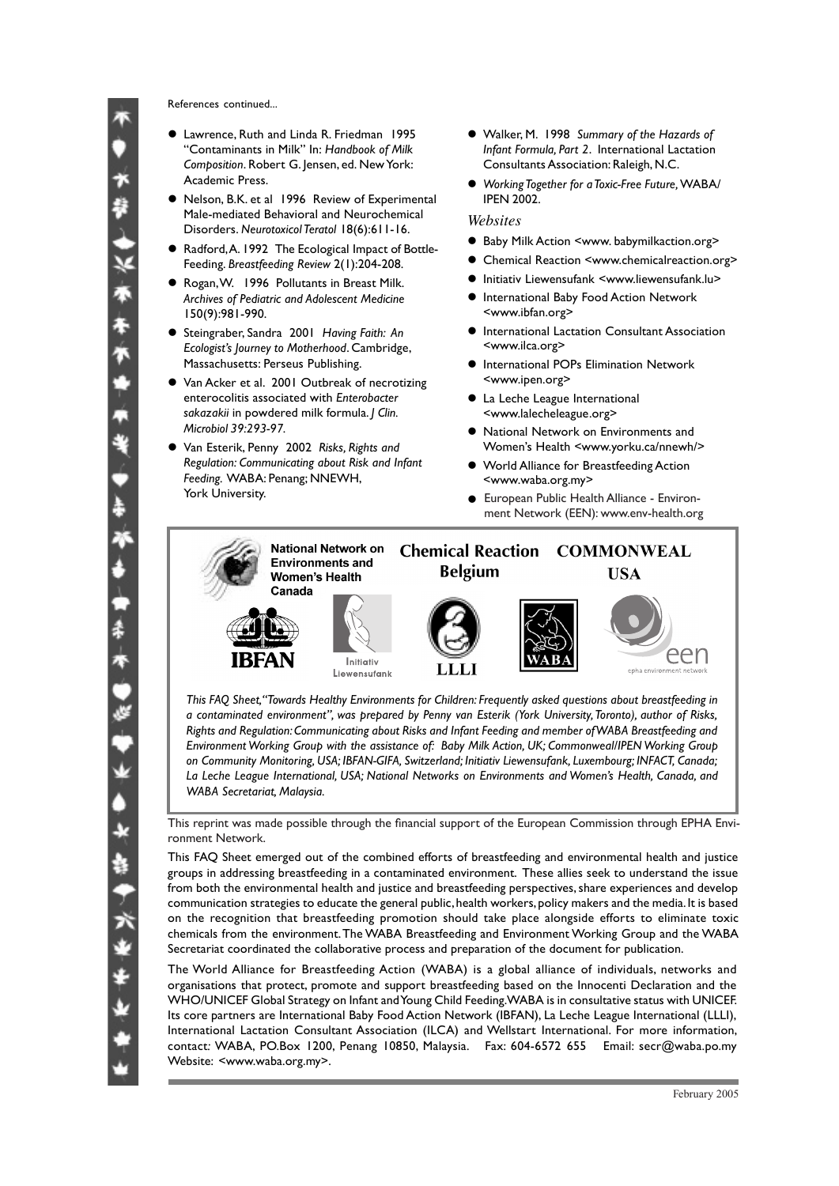References continued...

- Lawrence, Ruth and Linda R. Friedman 1995 "Contaminants in Milk" In: *Handbook of Milk Composition*. Robert G. Jensen, ed. New York: Academic Press.
- Nelson, B.K. et al 1996 Review of Experimental Male-mediated Behavioral and Neurochemical Disorders. *Neurotoxicol Teratol* 18(6):611-16.
- Radford, A. 1992 The Ecological Impact of Bottle-Feeding. *Breastfeeding Review* 2(1):204-208.
- Rogan, W. 1996 Pollutants in Breast Milk. *Archives of Pediatric and Adolescent Medicine* 150(9):981-990.
- Steingraber, Sandra 2001 *Having Faith: An Ecologist's Journey to Motherhood*. Cambridge, Massachusetts: Perseus Publishing.
- Van Acker et al. 2001 Outbreak of necrotizing enterocolitis associated with *Enterobacter sakazakii* in powdered milk formula. *J Clin. Microbiol 39:293-97.*
- Van Esterik, Penny 2002 *Risks, Rights and Regulation: Communicating about Risk and Infant Feeding.* WABA: Penang; NNEWH, York University.
- Walker, M. 1998 *Summary of the Hazards of Infant Formula, Part 2*. International Lactation Consultants Association: Raleigh, N.C.
- *Working Together for a Toxic-Free Future*, WABA/ IPEN 2002.

*Websites*

- Baby Milk Action <www. babymilkaction.org>
- Chemical Reaction <www.chemicalreaction.org>
- Initiativ Liewensufank <www.liewensufank.lu>
- International Baby Food Action Network <www.ibfan.org>
- International Lactation Consultant Association <www.ilca.org>
- International POPs Elimination Network <www.ipen.org>
- La Leche League International <www.lalecheleague.org>
- National Network on Environments and Women's Health <www.yorku.ca/nnewh/>
- World Alliance for Breastfeeding Action <www.waba.org.my>
- European Public Health Alliance - Environment Network (EEN): www.env-health.org

National Network on Environments and Women's Health Canada

Chemical Reaction Belgium

COMMONWEAL USA

IBFAN

Initiativ Liewensufank

LLLI

WABA

een epha environment network

*This FAQ Sheet, "Towards Healthy Environments for Children: Frequently asked questions about breastfeeding in a contaminated environment", was prepared by Penny van Esterik (York University, Toronto), author of Risks, Rights and Regulation: Communicating about Risks and Infant Feeding and member of WABA Breastfeeding and Environment Working Group with the assistance of: Baby Milk Action, UK; Commonweal/IPEN Working Group on Community Monitoring, USA; IBFAN-GIFA, Switzerland; Initiativ Liewensufank, Luxembourg; INFACT, Canada; La Leche League International, USA; National Networks on Environments and Women's Health, Canada, and WABA Secretariat, Malaysia.*

This reprint was made possible through the financial support of the European Commission through EPHA Environment Network.

This FAQ Sheet emerged out of the combined efforts of breastfeeding and environmental health and justice groups in addressing breastfeeding in a contaminated environment. These allies seek to understand the issue from both the environmental health and justice and breastfeeding perspectives, share experiences and develop communication strategies to educate the general public, health workers, policy makers and the media. It is based on the recognition that breastfeeding promotion should take place alongside efforts to eliminate toxic chemicals from the environment. The WABA Breastfeeding and Environment Working Group and the WABA Secretariat coordinated the collaborative process and preparation of the document for publication.

The World Alliance for Breastfeeding Action (WABA) is a global alliance of individuals, networks and organisations that protect, promote and support breastfeeding based on the Innocenti Declaration and the WHO/UNICEF Global Strategy on Infant and Young Child Feeding. WABA is in consultative status with UNICEF. Its core partners are International Baby Food Action Network (IBFAN), La Leche League International (LLLI), International Lactation Consultant Association (ILCA) and Wellstart International. For more information, contact: WABA, PO.Box 1200, Penang 10850, Malaysia. Fax: 604-6572 655 Email: secr@waba.po.my Website: <www.waba.org.my>.

February 2005